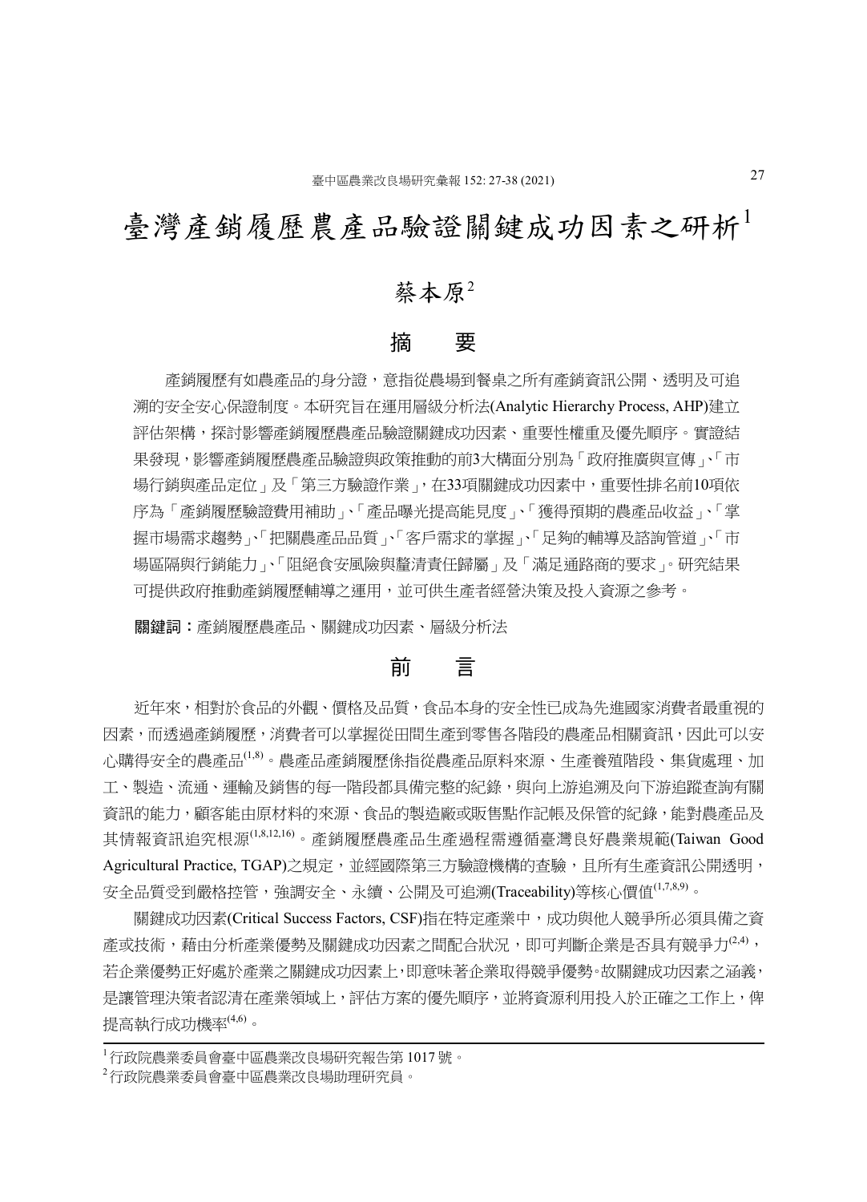# 臺灣產銷履歷農產品驗證關鍵成功因素之研析[1]

蔡本原[2]

## 摘　要

產銷履歷有如農產品的身分證，意指從農場到餐桌之所有產銷資訊公開、透明及可追溯的安全安心保證制度。本研究旨在運用層級分析法(Analytic Hierarchy Process, AHP)建立評估架構，探討影響產銷履歷農產品驗證關鍵成功因素、重要性權重及優先順序。實證結果發現，影響產銷履歷農產品驗證與政策推動的前3大構面分別為「政府推廣與宣傳」、「市場行銷與產品定位」及「第三方驗證作業」，在33項關鍵成功因素中，重要性排名前10項依序為「產銷履歷驗證費用補助」、「產品曝光提高能見度」、「獲得預期的農產品收益」、「掌握市場需求趨勢」、「把關農產品品質」、「客戶需求的掌握」、「足夠的輔導及諮詢管道」、「市場區隔與行銷能力」、「阻絕食安風險與釐清責任歸屬」及「滿足通路商的要求」。研究結果可提供政府推動產銷履歷輔導之運用，並可供生產者經營決策及投入資源之參考。

**關鍵詞：**產銷履歷農產品、關鍵成功因素、層級分析法

## 前　言

近年來，相對於食品的外觀、價格及品質，食品本身的安全性已成為先進國家消費者最重視的因素，而透過產銷履歷，消費者可以掌握從田間生產到零售各階段的農產品相關資訊，因此可以安心購得安全的農產品[1,8]。農產品產銷履歷係指從農產品原料來源、生產養殖階段、集貨處理、加工、製造、流通、運輸及銷售的每一階段都具備完整的紀錄，與向上游追溯及向下游追蹤查詢有關資訊的能力，顧客能由原材料的來源、食品的製造廠或販售點作記帳及保管的紀錄，能對農產品及其情報資訊追究根源[1,8,12,16]。產銷履歷農產品生產過程需遵循臺灣良好農業規範(Taiwan Good Agricultural Practice, TGAP)之規定，並經國際第三方驗證機構的查驗，且所有生產資訊公開透明，安全品質受到嚴格控管，強調安全、永續、公開及可追溯(Traceability)等核心價值[1,7,8,9]。

關鍵成功因素(Critical Success Factors, CSF)指在特定產業中，成功與他人競爭所必須具備之資產或技術，藉由分析產業優勢及關鍵成功因素之間配合狀況，即可判斷企業是否具有競爭力[2,4]，若企業優勢正好處於產業之關鍵成功因素上，即意味著企業取得競爭優勢。故關鍵成功因素之涵義，是讓管理決策者認清在產業領域上，評估方案的優先順序，並將資源利用投入於正確之工作上，俾提高執行成功機率[4,6]。

---

[1] 行政院農業委員會臺中區農業改良場研究報告第 1017 號。

[2] 行政院農業委員會臺中區農業改良場助理研究員。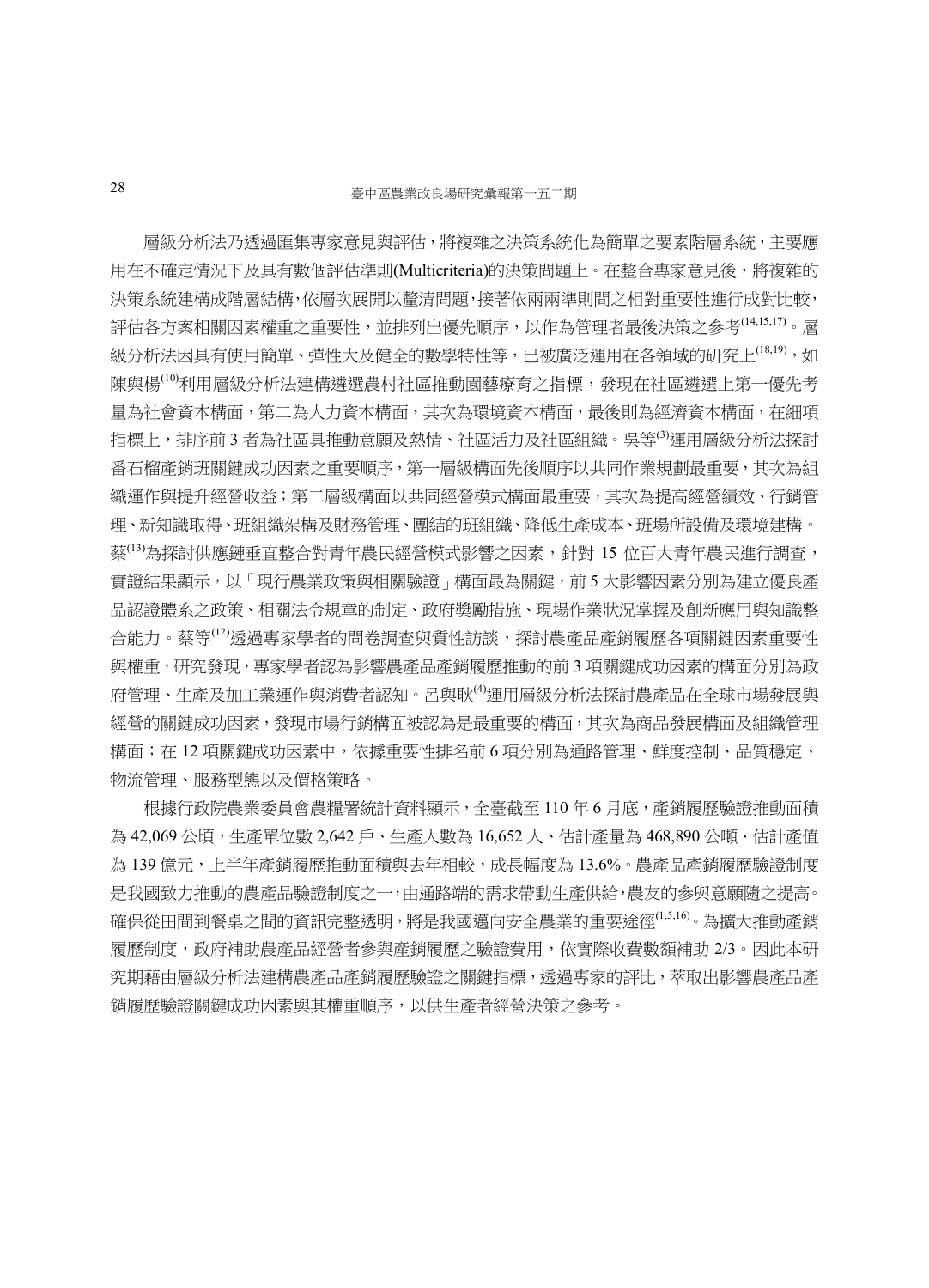層級分析法乃透過匯集專家意見與評估，將複雜之決策系統化為簡單之要素階層系統，主要應用在不確定情況下及具有數個評估準則(Multicriteria)的決策問題上。在整合專家意見後，將複雜的決策系統建構成階層結構，依層次展開以釐清問題，接著依兩兩準則間之相對重要性進行成對比較，評估各方案相關因素權重之重要性，並排列出優先順序，以作為管理者最後決策之參考[14,15,17]。層級分析法因具有使用簡單、彈性大及健全的數學特性等，已被廣泛運用在各領域的研究上[18,19]，如陳與楊[10]利用層級分析法建構遴選農村社區推動園藝療育之指標，發現在社區遴選上第一優先考量為社會資本構面，第二為人力資本構面，其次為環境資本構面，最後則為經濟資本構面，在細項指標上，排序前 3 者為社區具推動意願及熱情、社區活力及社區組織。吳等[3]運用層級分析法探討番石榴產銷班關鍵成功因素之重要順序，第一層級構面先後順序以共同作業規劃最重要，其次為組織運作與提升經營收益；第二層級構面以共同經營模式構面最重要，其次為提高經營績效、行銷管理、新知識取得、班組織架構及財務管理、團結的班組織、降低生產成本、班場所設備及環境建構。蔡[13]為探討供應鏈垂直整合對青年農民經營模式影響之因素，針對 15 位百大青年農民進行調查，實證結果顯示，以「現行農業政策與相關驗證」構面最為關鍵，前 5 大影響因素分別為建立優良產品認證體系之政策、相關法令規章的制定、政府獎勵措施、現場作業狀況掌握及創新應用與知識整合能力。蔡等[12]透過專家學者的問卷調查與質性訪談，探討農產品產銷履歷各項關鍵因素重要性與權重，研究發現，專家學者認為影響農產品產銷履歷推動的前 3 項關鍵成功因素的構面分別為政府管理、生產及加工業運作與消費者認知。呂與耿[4]運用層級分析法探討農產品在全球市場發展與經營的關鍵成功因素，發現市場行銷構面被認為是最重要的構面，其次為商品發展構面及組織管理構面；在 12 項關鍵成功因素中，依據重要性排名前 6 項分別為通路管理、鮮度控制、品質穩定、物流管理、服務型態以及價格策略。

根據行政院農業委員會農糧署統計資料顯示，全臺截至 110 年 6 月底，產銷履歷驗證推動面積為 42,069 公頃，生產單位數 2,642 戶、生產人數為 16,652 人、估計產量為 468,890 公噸、估計產值為 139 億元，上半年產銷履歷推動面積與去年相較，成長幅度為 13.6%。農產品產銷履歷驗證制度是我國致力推動的農產品驗證制度之一，由通路端的需求帶動生產供給，農友的參與意願隨之提高。確保從田間到餐桌之間的資訊完整透明，將是我國邁向安全農業的重要途徑[1,5,16]。為擴大推動產銷履歷制度，政府補助農產品經營者參與產銷履歷之驗證費用，依實際收費數額補助 2/3。因此本研究期藉由層級分析法建構農產品產銷履歷驗證之關鍵指標，透過專家的評比，萃取出影響農產品產銷履歷驗證關鍵成功因素與其權重順序，以供生產者經營決策之參考。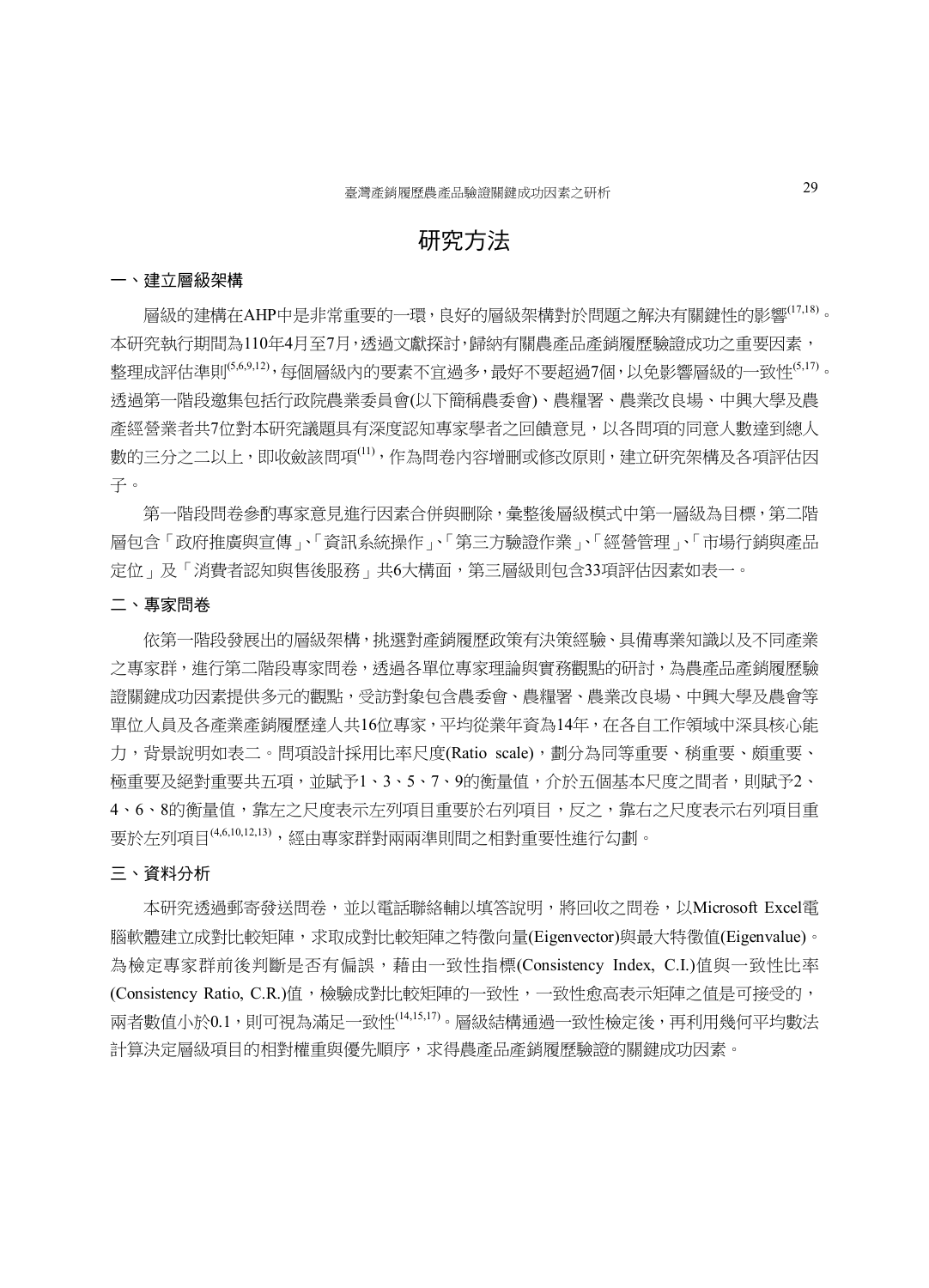# 研究方法

## 一、建立層級架構

層級的建構在AHP中是非常重要的一環，良好的層級架構對於問題之解決有關鍵性的影響[17,18]。本研究執行期間為110年4月至7月，透過文獻探討，歸納有關農產品產銷履歷驗證成功之重要因素，整理成評估準則[5,6,9,12]，每個層級內的要素不宜過多，最好不要超過7個，以免影響層級的一致性[5,17]。透過第一階段邀集包括行政院農業委員會(以下簡稱農委會)、農糧署、農業改良場、中興大學及農產經營業者共7位對本研究議題具有深度認知專家學者之回饋意見，以各問項的同意人數達到總人數的三分之二以上，即收斂該問項[11]，作為問卷內容增刪或修改原則，建立研究架構及各項評估因子。

第一階段問卷參酌專家意見進行因素合併與刪除，彙整後層級模式中第一層級為目標，第二階層包含「政府推廣與宣傳」、「資訊系統操作」、「第三方驗證作業」、「經營管理」、「市場行銷與產品定位」及「消費者認知與售後服務」共6大構面，第三層級則包含33項評估因素如表一。

## 二、專家問卷

依第一階段發展出的層級架構，挑選對產銷履歷政策有決策經驗、具備專業知識以及不同產業之專家群，進行第二階段專家問卷，透過各單位專家理論與實務觀點的研討，為農產品產銷履歷驗證關鍵成功因素提供多元的觀點，受訪對象包含農委會、農糧署、農業改良場、中興大學及農會等單位人員及各產業產銷履歷達人共16位專家，平均從業年資為14年，在各自工作領域中深具核心能力，背景說明如表二。問項設計採用比率尺度(Ratio scale)，劃分為同等重要、稍重要、頗重要、極重要及絕對重要共五項，並賦予1、3、5、7、9的衡量值，介於五個基本尺度之間者，則賦予2、4、6、8的衡量值，靠左之尺度表示左列項目重要於右列項目，反之，靠右之尺度表示右列項目重要於左列項目[4,6,10,12,13]，經由專家群對兩兩準則間之相對重要性進行勾劃。

## 三、資料分析

本研究透過郵寄發送問卷，並以電話聯絡輔以填答說明，將回收之問卷，以Microsoft Excel電腦軟體建立成對比較矩陣，求取成對比較矩陣之特徵向量(Eigenvector)與最大特徵值(Eigenvalue)。為檢定專家群前後判斷是否有偏誤，藉由一致性指標(Consistency Index, C.I.)值與一致性比率(Consistency Ratio, C.R.)值，檢驗成對比較矩陣的一致性，一致性愈高表示矩陣之值是可接受的，兩者數值小於0.1，則可視為滿足一致性[14,15,17]。層級結構通過一致性檢定後，再利用幾何平均數法計算決定層級項目的相對權重與優先順序，求得農產品產銷履歷驗證的關鍵成功因素。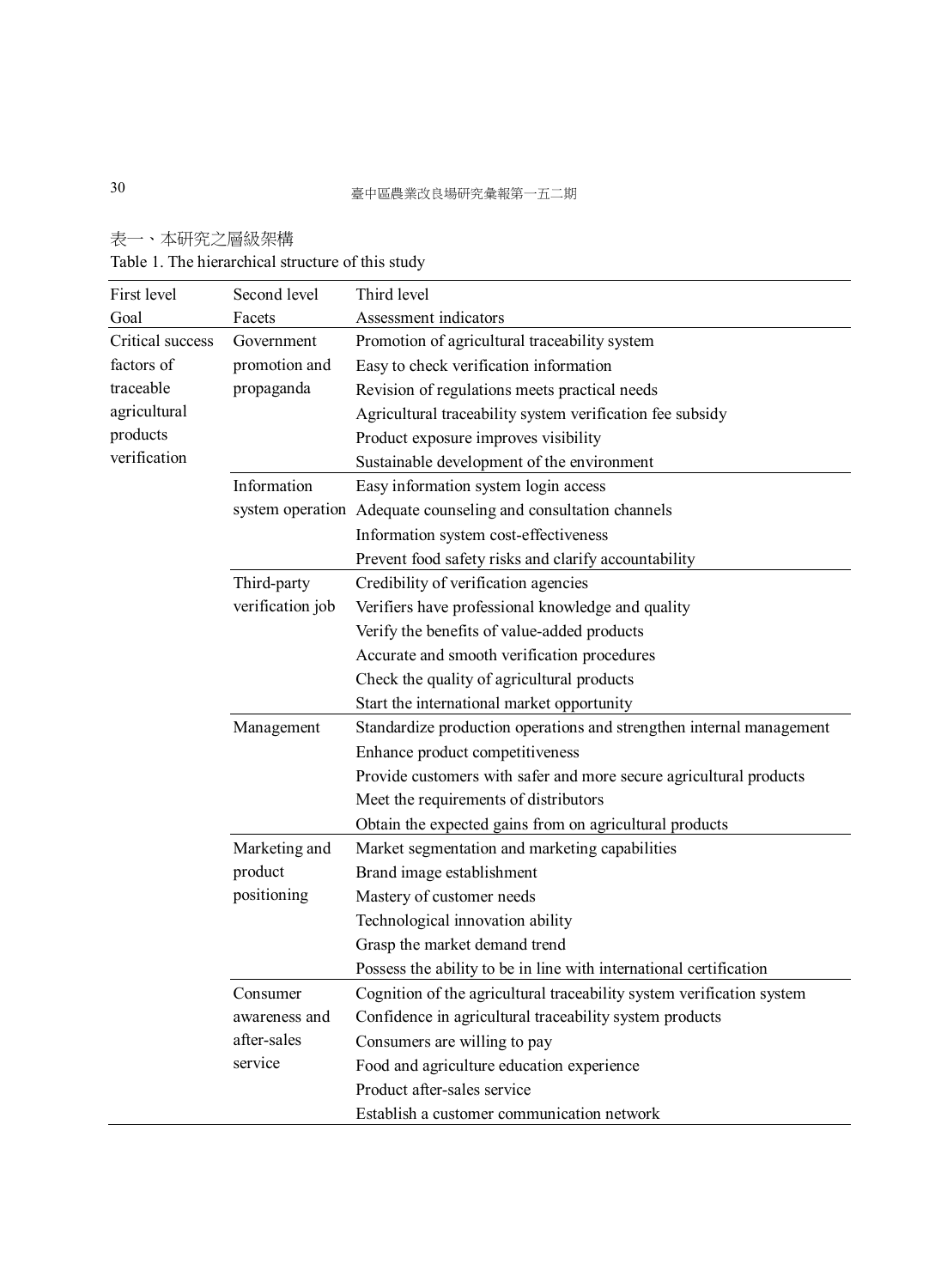表一、本研究之層級架構

Table 1. The hierarchical structure of this study

| First level Goal | Second level Facets | Third level Assessment indicators |
|---|---|---|
| Critical success factors of traceable agricultural products verification | Government promotion and propaganda | Promotion of agricultural traceability system |
| | | Easy to check verification information |
| | | Revision of regulations meets practical needs |
| | | Agricultural traceability system verification fee subsidy |
| | | Product exposure improves visibility |
| | | Sustainable development of the environment |
| | Information system operation | Easy information system login access |
| | | Adequate counseling and consultation channels |
| | | Information system cost-effectiveness |
| | | Prevent food safety risks and clarify accountability |
| | Third-party verification job | Credibility of verification agencies |
| | | Verifiers have professional knowledge and quality |
| | | Verify the benefits of value-added products |
| | | Accurate and smooth verification procedures |
| | | Check the quality of agricultural products |
| | | Start the international market opportunity |
| | Management | Standardize production operations and strengthen internal management |
| | | Enhance product competitiveness |
| | | Provide customers with safer and more secure agricultural products |
| | | Meet the requirements of distributors |
| | | Obtain the expected gains from on agricultural products |
| | Marketing and product positioning | Market segmentation and marketing capabilities |
| | | Brand image establishment |
| | | Mastery of customer needs |
| | | Technological innovation ability |
| | | Grasp the market demand trend |
| | | Possess the ability to be in line with international certification |
| | Consumer awareness and after-sales service | Cognition of the agricultural traceability system verification system |
| | | Confidence in agricultural traceability system products |
| | | Consumers are willing to pay |
| | | Food and agriculture education experience |
| | | Product after-sales service |
| | | Establish a customer communication network |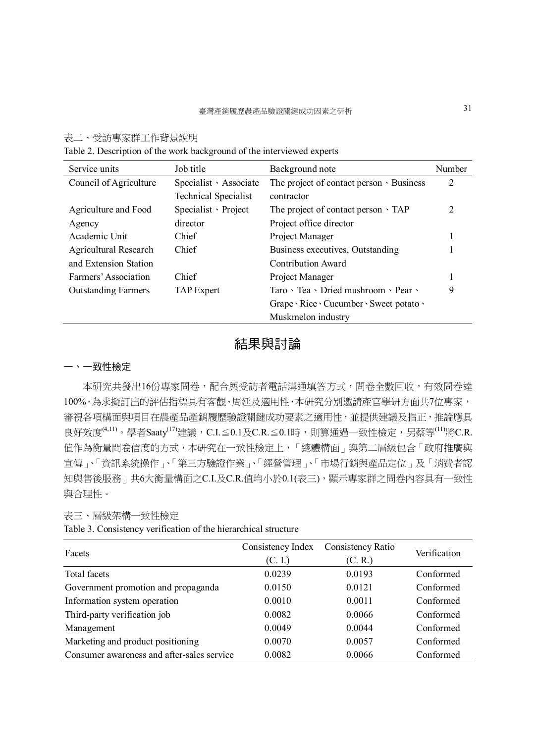表二、受訪專家群工作背景說明

Table 2. Description of the work background of the interviewed experts

| Service units | Job title | Background note | Number |
|---|---|---|---|
| Council of Agriculture | Specialist、Associate Technical Specialist | The project of contact person、Business contractor | 2 |
| Agriculture and Food Agency | Specialist、Project director | The project of contact person、TAP Project office director | 2 |
| Academic Unit | Chief | Project Manager | 1 |
| Agricultural Research and Extension Station | Chief | Business executives, Outstanding Contribution Award | 1 |
| Farmers' Association | Chief | Project Manager | 1 |
| Outstanding Farmers | TAP Expert | Taro、Tea、Dried mushroom、Pear、Grape、Rice、Cucumber、Sweet potato、Muskmelon industry | 9 |

# 結果與討論

## 一、一致性檢定

本研究共發出16份專家問卷，配合與受訪者電話溝通填答方式，問卷全數回收，有效問卷達100%，為求擬訂出的評估指標具有客觀、周延及適用性，本研究分別邀請產官學研方面共7位專家，審視各項構面與項目在農產品產銷履歷驗證關鍵成功要素之適用性，並提供建議及指正，推論應具良好效度[4,11]。學者Saaty[17]建議，C.I.≦0.1及C.R.≦0.1時，則算通過一致性檢定，另蔡等[11]將C.R.值作為衡量問卷信度的方式，本研究在一致性檢定上，「總體構面」與第二層級包含「政府推廣與宣傳」、「資訊系統操作」、「第三方驗證作業」、「經營管理」、「市場行銷與產品定位」及「消費者認知與售後服務」共6大衡量構面之C.I.及C.R.值均小於0.1(表三)，顯示專家群之問卷內容具有一致性與合理性。

表三、層級架構一致性檢定

Table 3. Consistency verification of the hierarchical structure

| Facets | Consistency Index (C. I.) | Consistency Ratio (C. R.) | Verification |
|---|---|---|---|
| Total facets | 0.0239 | 0.0193 | Conformed |
| Government promotion and propaganda | 0.0150 | 0.0121 | Conformed |
| Information system operation | 0.0010 | 0.0011 | Conformed |
| Third-party verification job | 0.0082 | 0.0066 | Conformed |
| Management | 0.0049 | 0.0044 | Conformed |
| Marketing and product positioning | 0.0070 | 0.0057 | Conformed |
| Consumer awareness and after-sales service | 0.0082 | 0.0066 | Conformed |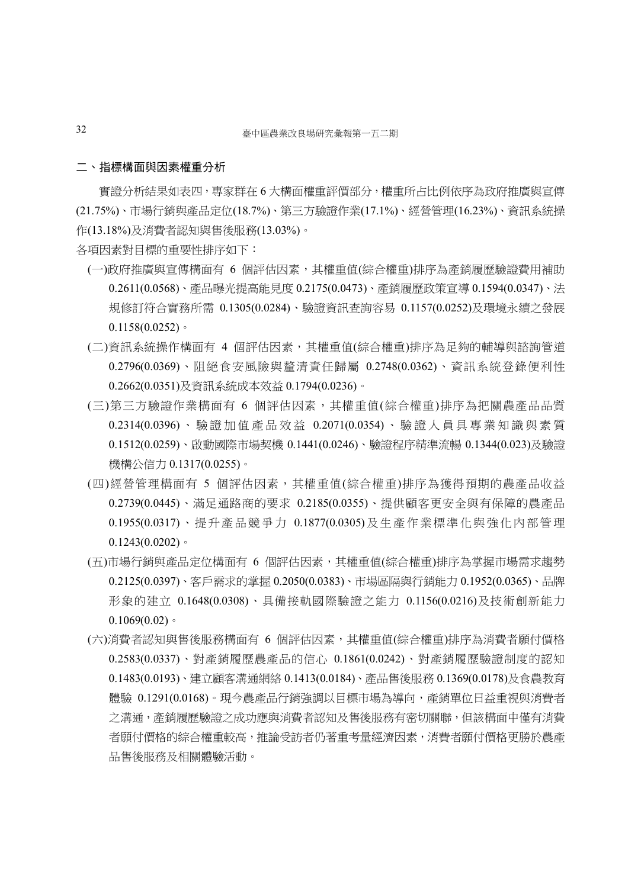## 二、指標構面與因素權重分析

實證分析結果如表四，專家群在 6 大構面權重評價部分，權重所占比例依序為政府推廣與宣傳(21.75%)、市場行銷與產品定位(18.7%)、第三方驗證作業(17.1%)、經營管理(16.23%)、資訊系統操作(13.18%)及消費者認知與售後服務(13.03%)。

各項因素對目標的重要性排序如下：

(一)政府推廣與宣傳構面有 6 個評估因素，其權重值(綜合權重)排序為產銷履歷驗證費用補助 0.2611(0.0568)、產品曝光提高能見度 0.2175(0.0473)、產銷履歷政策宣導 0.1594(0.0347)、法規修訂符合實務所需 0.1305(0.0284)、驗證資訊查詢容易 0.1157(0.0252)及環境永續之發展 0.1158(0.0252)。

(二)資訊系統操作構面有 4 個評估因素，其權重值(綜合權重)排序為足夠的輔導與諮詢管道 0.2796(0.0369)、阻絕食安風險與釐清責任歸屬 0.2748(0.0362)、資訊系統登錄便利性 0.2662(0.0351)及資訊系統成本效益 0.1794(0.0236)。

(三)第三方驗證作業構面有 6 個評估因素，其權重值(綜合權重)排序為把關農產品品質 0.2314(0.0396)、驗證加值產品效益 0.2071(0.0354)、驗證人員具專業知識與素質 0.1512(0.0259)、啟動國際市場契機 0.1441(0.0246)、驗證程序精準流暢 0.1344(0.023)及驗證機構公信力 0.1317(0.0255)。

(四)經營管理構面有 5 個評估因素，其權重值(綜合權重)排序為獲得預期的農產品收益 0.2739(0.0445)、滿足通路商的要求 0.2185(0.0355)、提供顧客更安全與有保障的農產品 0.1955(0.0317)、提升產品競爭力 0.1877(0.0305)及生產作業標準化與強化內部管理 0.1243(0.0202)。

(五)市場行銷與產品定位構面有 6 個評估因素，其權重值(綜合權重)排序為掌握市場需求趨勢 0.2125(0.0397)、客戶需求的掌握 0.2050(0.0383)、市場區隔與行銷能力 0.1952(0.0365)、品牌形象的建立 0.1648(0.0308)、具備接軌國際驗證之能力 0.1156(0.0216)及技術創新能力 0.1069(0.02)。

(六)消費者認知與售後服務構面有 6 個評估因素，其權重值(綜合權重)排序為消費者願付價格 0.2583(0.0337)、對產銷履歷農產品的信心 0.1861(0.0242)、對產銷履歷驗證制度的認知 0.1483(0.0193)、建立顧客溝通網絡 0.1413(0.0184)、產品售後服務 0.1369(0.0178)及食農教育體驗 0.1291(0.0168)。現今農產品行銷強調以目標市場為導向，產銷單位日益重視與消費者之溝通，產銷履歷驗證之成功應與消費者認知及售後服務有密切關聯，但該構面中僅有消費者願付價格的綜合權重較高，推論受訪者仍著重考量經濟因素，消費者願付價格更勝於農產品售後服務及相關體驗活動。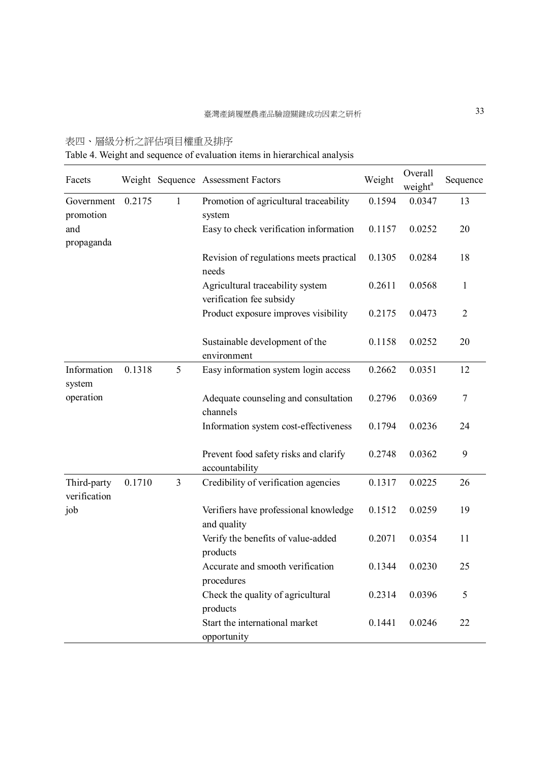表四、層級分析之評估項目權重及排序

Table 4. Weight and sequence of evaluation items in hierarchical analysis

| Facets | Weight | Sequence | Assessment Factors | Weight | Overall weight[a] | Sequence |
|---|---|---|---|---|---|---|
| Government promotion and propaganda | 0.2175 | 1 | Promotion of agricultural traceability system | 0.1594 | 0.0347 | 13 |
| | | | Easy to check verification information | 0.1157 | 0.0252 | 20 |
| | | | Revision of regulations meets practical needs | 0.1305 | 0.0284 | 18 |
| | | | Agricultural traceability system verification fee subsidy | 0.2611 | 0.0568 | 1 |
| | | | Product exposure improves visibility | 0.2175 | 0.0473 | 2 |
| | | | Sustainable development of the environment | 0.1158 | 0.0252 | 20 |
| Information system operation | 0.1318 | 5 | Easy information system login access | 0.2662 | 0.0351 | 12 |
| | | | Adequate counseling and consultation channels | 0.2796 | 0.0369 | 7 |
| | | | Information system cost-effectiveness | 0.1794 | 0.0236 | 24 |
| | | | Prevent food safety risks and clarify accountability | 0.2748 | 0.0362 | 9 |
| Third-party verification job | 0.1710 | 3 | Credibility of verification agencies | 0.1317 | 0.0225 | 26 |
| | | | Verifiers have professional knowledge and quality | 0.1512 | 0.0259 | 19 |
| | | | Verify the benefits of value-added products | 0.2071 | 0.0354 | 11 |
| | | | Accurate and smooth verification procedures | 0.1344 | 0.0230 | 25 |
| | | | Check the quality of agricultural products | 0.2314 | 0.0396 | 5 |
| | | | Start the international market opportunity | 0.1441 | 0.0246 | 22 |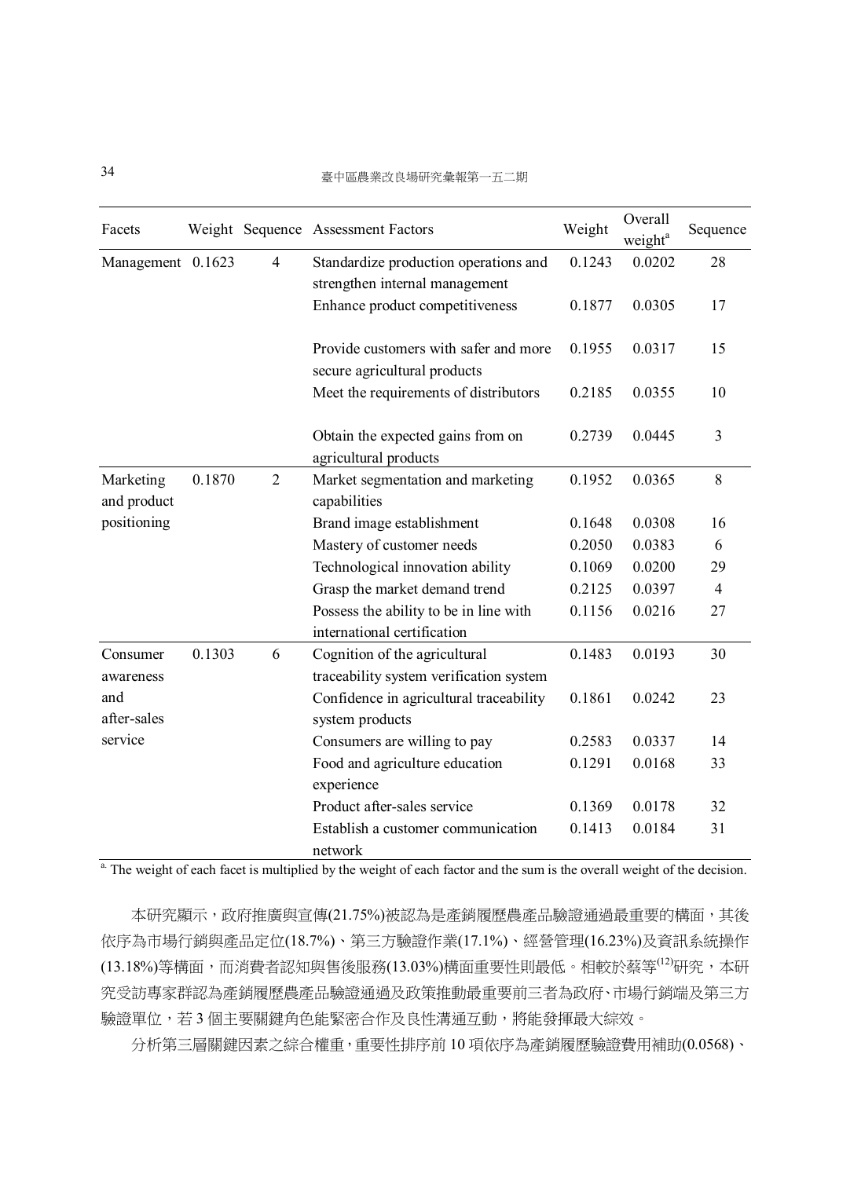| Facets | Weight | Sequence | Assessment Factors | Weight | Overall weight[a] | Sequence |
|---|---|---|---|---|---|---|
| Management | 0.1623 | 4 | Standardize production operations and strengthen internal management | 0.1243 | 0.0202 | 28 |
| | | | Enhance product competitiveness | 0.1877 | 0.0305 | 17 |
| | | | Provide customers with safer and more secure agricultural products | 0.1955 | 0.0317 | 15 |
| | | | Meet the requirements of distributors | 0.2185 | 0.0355 | 10 |
| | | | Obtain the expected gains from on agricultural products | 0.2739 | 0.0445 | 3 |
| Marketing and product positioning | 0.1870 | 2 | Market segmentation and marketing capabilities | 0.1952 | 0.0365 | 8 |
| | | | Brand image establishment | 0.1648 | 0.0308 | 16 |
| | | | Mastery of customer needs | 0.2050 | 0.0383 | 6 |
| | | | Technological innovation ability | 0.1069 | 0.0200 | 29 |
| | | | Grasp the market demand trend | 0.2125 | 0.0397 | 4 |
| | | | Possess the ability to be in line with international certification | 0.1156 | 0.0216 | 27 |
| Consumer awareness and after-sales service | 0.1303 | 6 | Cognition of the agricultural traceability system verification system | 0.1483 | 0.0193 | 30 |
| | | | Confidence in agricultural traceability system products | 0.1861 | 0.0242 | 23 |
| | | | Consumers are willing to pay | 0.2583 | 0.0337 | 14 |
| | | | Food and agriculture education experience | 0.1291 | 0.0168 | 33 |
| | | | Product after-sales service | 0.1369 | 0.0178 | 32 |
| | | | Establish a customer communication network | 0.1413 | 0.0184 | 31 |

[a] The weight of each facet is multiplied by the weight of each factor and the sum is the overall weight of the decision.

本研究顯示，政府推廣與宣傳(21.75%)被認為是產銷履歷農產品驗證通過最重要的構面，其後依序為市場行銷與產品定位(18.7%)、第三方驗證作業(17.1%)、經營管理(16.23%)及資訊系統操作(13.18%)等構面，而消費者認知與售後服務(13.03%)構面重要性則最低。相較於蔡等[12]研究，本研究受訪專家群認為產銷履歷農產品驗證通過及政策推動最重要前三者為政府、市場行銷端及第三方驗證單位，若3個主要關鍵角色能緊密合作及良性溝通互動，將能發揮最大綜效。

分析第三層關鍵因素之綜合權重，重要性排序前10項依序為產銷履歷驗證費用補助(0.0568)、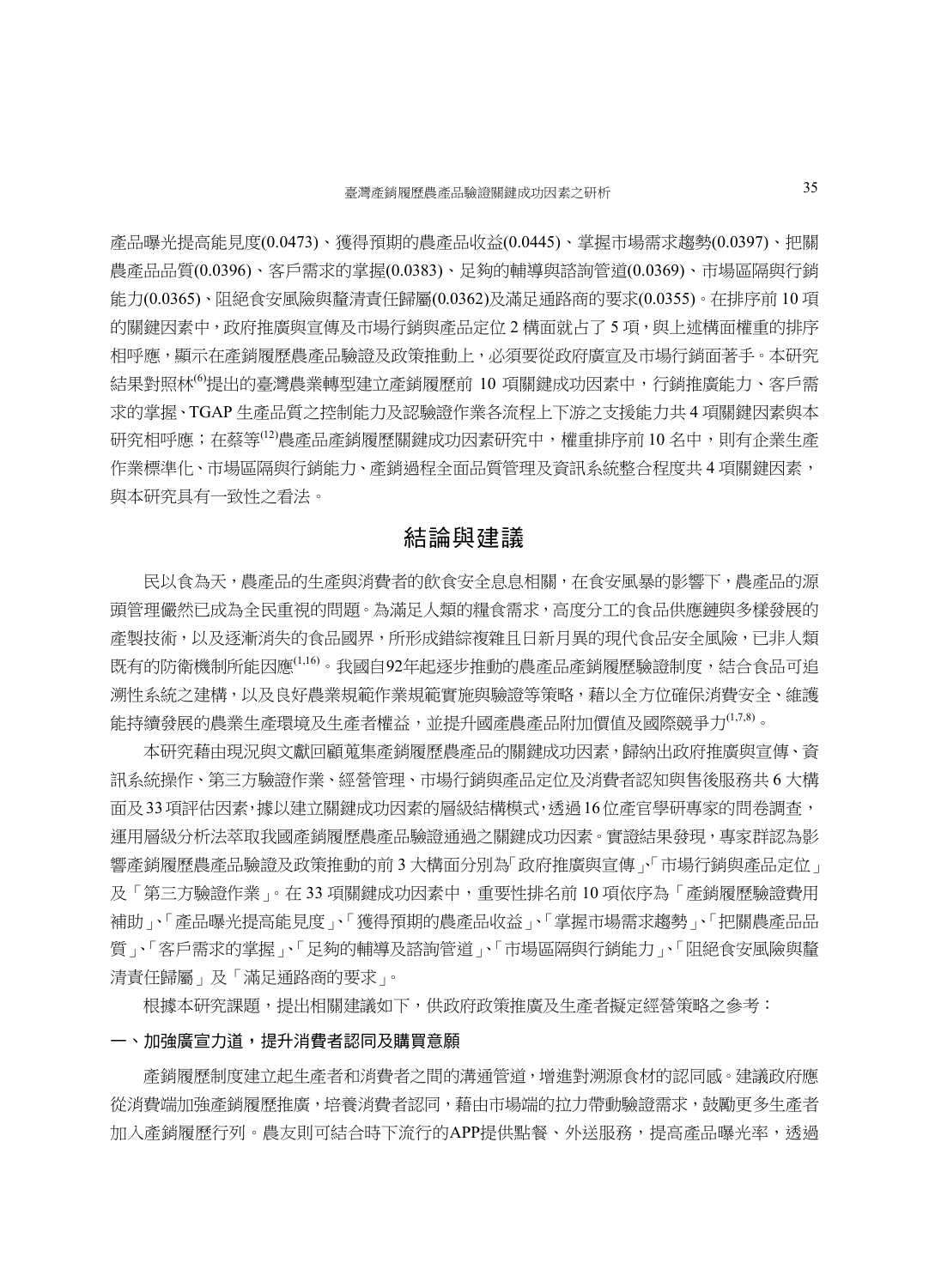產品曝光提高能見度(0.0473)、獲得預期的農產品收益(0.0445)、掌握市場需求趨勢(0.0397)、把關農產品品質(0.0396)、客戶需求的掌握(0.0383)、足夠的輔導與諮詢管道(0.0369)、市場區隔與行銷能力(0.0365)、阻絕食安風險與釐清責任歸屬(0.0362)及滿足通路商的要求(0.0355)。在排序前 10 項的關鍵因素中，政府推廣與宣傳及市場行銷與產品定位 2 構面就占了 5 項，與上述構面權重的排序相呼應，顯示在產銷履歷農產品驗證及政策推動上，必須要從政府廣宣及市場行銷面著手。本研究結果對照林[6]提出的臺灣農業轉型建立產銷履歷前 10 項關鍵成功因素中，行銷推廣能力、客戶需求的掌握、TGAP 生產品質之控制能力及認驗證作業各流程上下游之支援能力共 4 項關鍵因素與本研究相呼應；在蔡等[12]農產品產銷履歷關鍵成功因素研究中，權重排序前 10 名中，則有企業生產作業標準化、市場區隔與行銷能力、產銷過程全面品質管理及資訊系統整合程度共 4 項關鍵因素，與本研究具有一致性之看法。

## 結論與建議

民以食為天，農產品的生產與消費者的飲食安全息息相關，在食安風暴的影響下，農產品的源頭管理儼然已成為全民重視的問題。為滿足人類的糧食需求，高度分工的食品供應鏈與多樣發展的產製技術，以及逐漸消失的食品國界，所形成錯綜複雜且日新月異的現代食品安全風險，已非人類既有的防衛機制所能因應[1,16]。我國自92年起逐步推動的農產品產銷履歷驗證制度，結合食品可追溯性系統之建構，以及良好農業規範作業規範實施與驗證等策略，藉以全方位確保消費安全、維護能持續發展的農業生產環境及生產者權益，並提升國產農產品附加價值及國際競爭力[1,7,8]。

本研究藉由現況與文獻回顧蒐集產銷履歷農產品的關鍵成功因素，歸納出政府推廣與宣傳、資訊系統操作、第三方驗證作業、經營管理、市場行銷與產品定位及消費者認知與售後服務共 6 大構面及 33 項評估因素，據以建立關鍵成功因素的層級結構模式，透過 16 位產官學研專家的問卷調查，運用層級分析法萃取我國產銷履歷農產品驗證通過之關鍵成功因素。實證結果發現，專家群認為影響產銷履歷農產品驗證及政策推動的前 3 大構面分別為「政府推廣與宣傳」、「市場行銷與產品定位」及「第三方驗證作業」。在 33 項關鍵成功因素中，重要性排名前 10 項依序為「產銷履歷驗證費用補助」、「產品曝光提高能見度」、「獲得預期的農產品收益」、「掌握市場需求趨勢」、「把關農產品品質」、「客戶需求的掌握」、「足夠的輔導及諮詢管道」、「市場區隔與行銷能力」、「阻絕食安風險與釐清責任歸屬」及「滿足通路商的要求」。

根據本研究課題，提出相關建議如下，供政府政策推廣及生產者擬定經營策略之參考：

### 一、加強廣宣力道，提升消費者認同及購買意願

產銷履歷制度建立起生產者和消費者之間的溝通管道，增進對溯源食材的認同感。建議政府應從消費端加強產銷履歷推廣，培養消費者認同，藉由市場端的拉力帶動驗證需求，鼓勵更多生產者加入產銷履歷行列。農友則可結合時下流行的APP提供點餐、外送服務，提高產品曝光率，透過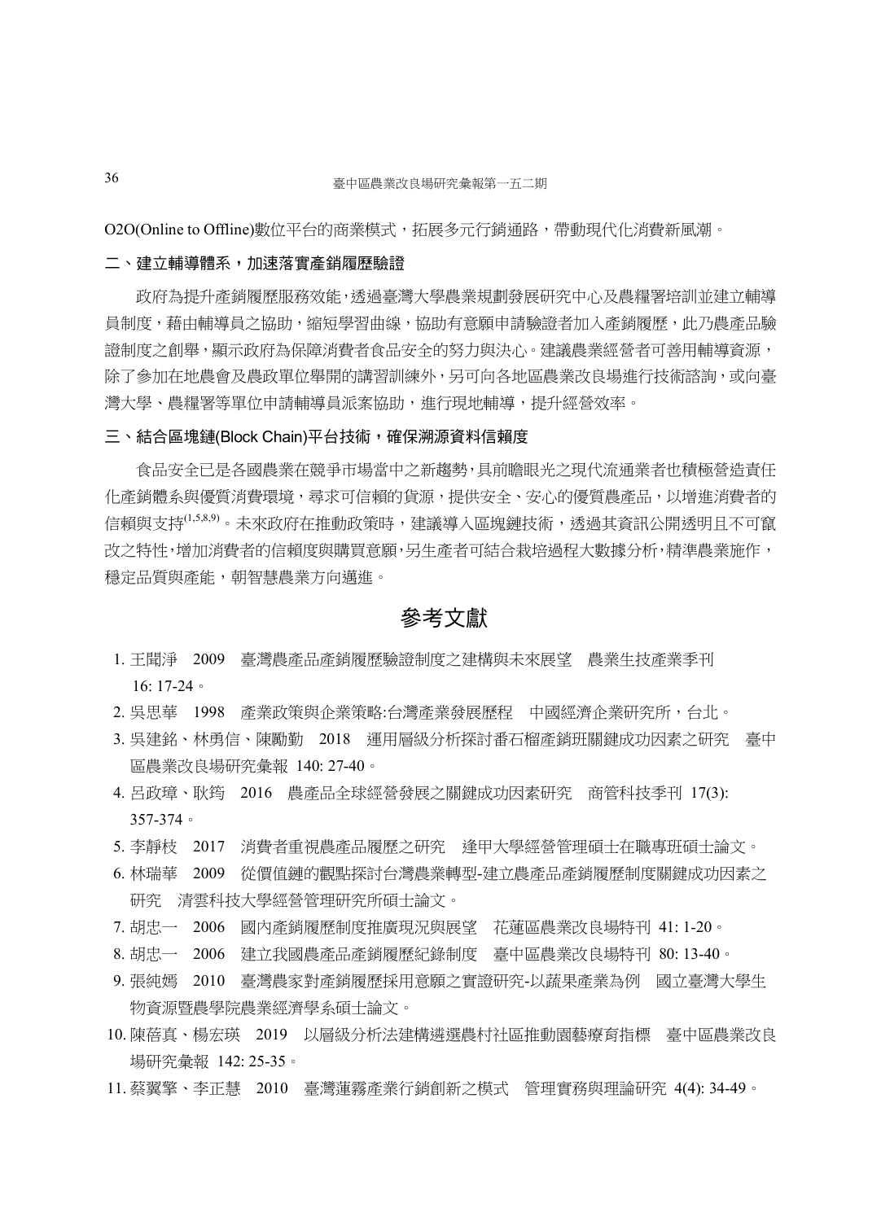O2O(Online to Offline)數位平台的商業模式，拓展多元行銷通路，帶動現代化消費新風潮。

### 二、建立輔導體系，加速落實產銷履歷驗證

政府為提升產銷履歷服務效能，透過臺灣大學農業規劃發展研究中心及農糧署培訓並建立輔導員制度，藉由輔導員之協助，縮短學習曲線，協助有意願申請驗證者加入產銷履歷，此乃農產品驗證制度之創舉，顯示政府為保障消費者食品安全的努力與決心。建議農業經營者可善用輔導資源，除了參加在地農會及農政單位舉開的講習訓練外，另可向各地區農業改良場進行技術諮詢，或向臺灣大學、農糧署等單位申請輔導員派案協助，進行現地輔導，提升經營效率。

### 三、結合區塊鏈(Block Chain)平台技術，確保溯源資料信賴度

食品安全已是各國農業在競爭市場當中之新趨勢，具前瞻眼光之現代流通業者也積極營造責任化產銷體系與優質消費環境，尋求可信賴的貨源，提供安全、安心的優質農產品，以增進消費者的信賴與支持[1,5,8,9]。未來政府在推動政策時，建議導入區塊鏈技術，透過其資訊公開透明且不可竄改之特性，增加消費者的信賴度與購買意願，另生產者可結合栽培過程大數據分析，精準農業施作，穩定品質與產能，朝智慧農業方向邁進。

## 參考文獻

1. 王聞淨　2009　臺灣農產品產銷履歷驗證制度之建構與未來展望　農業生技產業季刊 16: 17-24。
2. 吳思華　1998　產業政策與企業策略:台灣產業發展歷程　中國經濟企業研究所，台北。
3. 吳建銘、林勇信、陳勵勤　2018　運用層級分析探討番石榴產銷班關鍵成功因素之研究　臺中區農業改良場研究彙報 140: 27-40。
4. 呂政璋、耿筠　2016　農產品全球經營發展之關鍵成功因素研究　商管科技季刊 17(3): 357-374。
5. 李靜枝　2017　消費者重視農產品履歷之研究　逢甲大學經營管理碩士在職專班碩士論文。
6. 林瑞華　2009　從價值鏈的觀點探討台灣農業轉型-建立農產品產銷履歷制度關鍵成功因素之研究　清雲科技大學經營管理研究所碩士論文。
7. 胡忠一　2006　國內產銷履歷制度推廣現況與展望　花蓮區農業改良場特刊 41: 1-20。
8. 胡忠一　2006　建立我國農產品產銷履歷紀錄制度　臺中區農業改良場特刊 80: 13-40。
9. 張純嫣　2010　臺灣農家對產銷履歷採用意願之實證研究-以蔬果產業為例　國立臺灣大學生物資源暨農學院農業經濟學系碩士論文。
10. 陳蓓真、楊宏瑛　2019　以層級分析法建構遴選農村社區推動園藝療育指標　臺中區農業改良場研究彙報 142: 25-35。
11. 蔡翼擎、李正慧　2010　臺灣蓮霧產業行銷創新之模式　管理實務與理論研究 4(4): 34-49。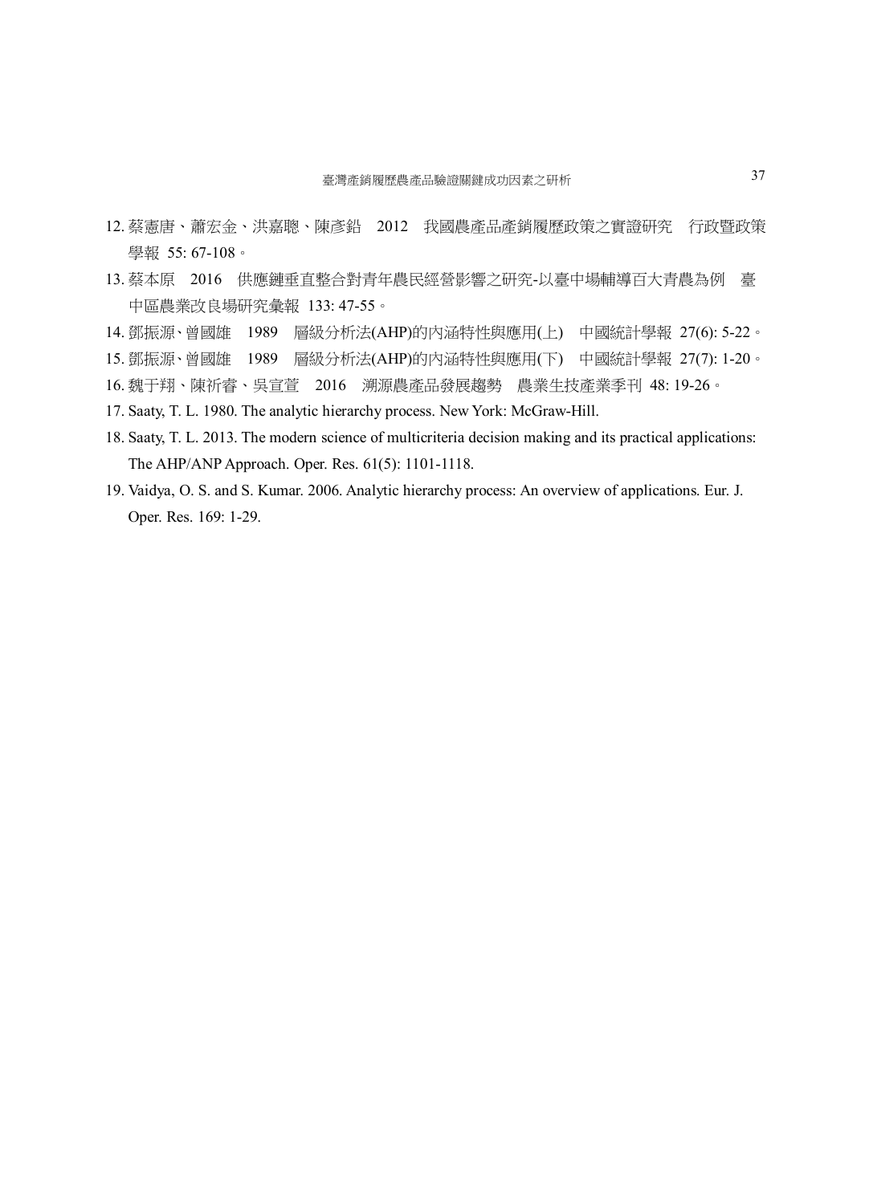12. 蔡憲唐、蕭宏金、洪嘉聰、陳彥鉛　2012　我國農產品產銷履歷政策之實證研究　行政暨政策學報 55: 67-108。
13. 蔡本原　2016　供應鏈垂直整合對青年農民經營影響之研究-以臺中場輔導百大青農為例　臺中區農業改良場研究彙報 133: 47-55。
14. 鄧振源、曾國雄　1989　層級分析法(AHP)的內涵特性與應用(上)　中國統計學報 27(6): 5-22。
15. 鄧振源、曾國雄　1989　層級分析法(AHP)的內涵特性與應用(下)　中國統計學報 27(7): 1-20。
16. 魏于翔、陳祈睿、吳宣萱　2016　溯源農產品發展趨勢　農業生技產業季刊 48: 19-26。
17. Saaty, T. L. 1980. The analytic hierarchy process. New York: McGraw-Hill.
18. Saaty, T. L. 2013. The modern science of multicriteria decision making and its practical applications: The AHP/ANP Approach. Oper. Res. 61(5): 1101-1118.
19. Vaidya, O. S. and S. Kumar. 2006. Analytic hierarchy process: An overview of applications. Eur. J. Oper. Res. 169: 1-29.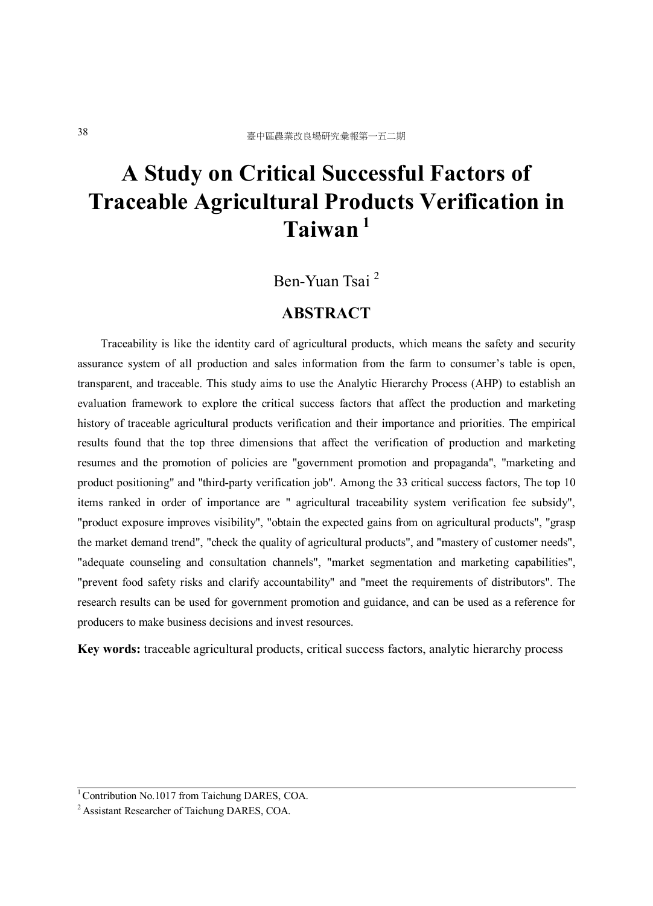# A Study on Critical Successful Factors of Traceable Agricultural Products Verification in Taiwan [1]

Ben-Yuan Tsai [2]

## ABSTRACT

Traceability is like the identity card of agricultural products, which means the safety and security assurance system of all production and sales information from the farm to consumer's table is open, transparent, and traceable. This study aims to use the Analytic Hierarchy Process (AHP) to establish an evaluation framework to explore the critical success factors that affect the production and marketing history of traceable agricultural products verification and their importance and priorities. The empirical results found that the top three dimensions that affect the verification of production and marketing resumes and the promotion of policies are "government promotion and propaganda", "marketing and product positioning" and "third-party verification job". Among the 33 critical success factors, The top 10 items ranked in order of importance are " agricultural traceability system verification fee subsidy", "product exposure improves visibility", "obtain the expected gains from on agricultural products", "grasp the market demand trend", "check the quality of agricultural products", and "mastery of customer needs", "adequate counseling and consultation channels", "market segmentation and marketing capabilities", "prevent food safety risks and clarify accountability" and "meet the requirements of distributors". The research results can be used for government promotion and guidance, and can be used as a reference for producers to make business decisions and invest resources.

**Key words:** traceable agricultural products, critical success factors, analytic hierarchy process

---

[1] Contribution No.1017 from Taichung DARES, COA.

[2] Assistant Researcher of Taichung DARES, COA.